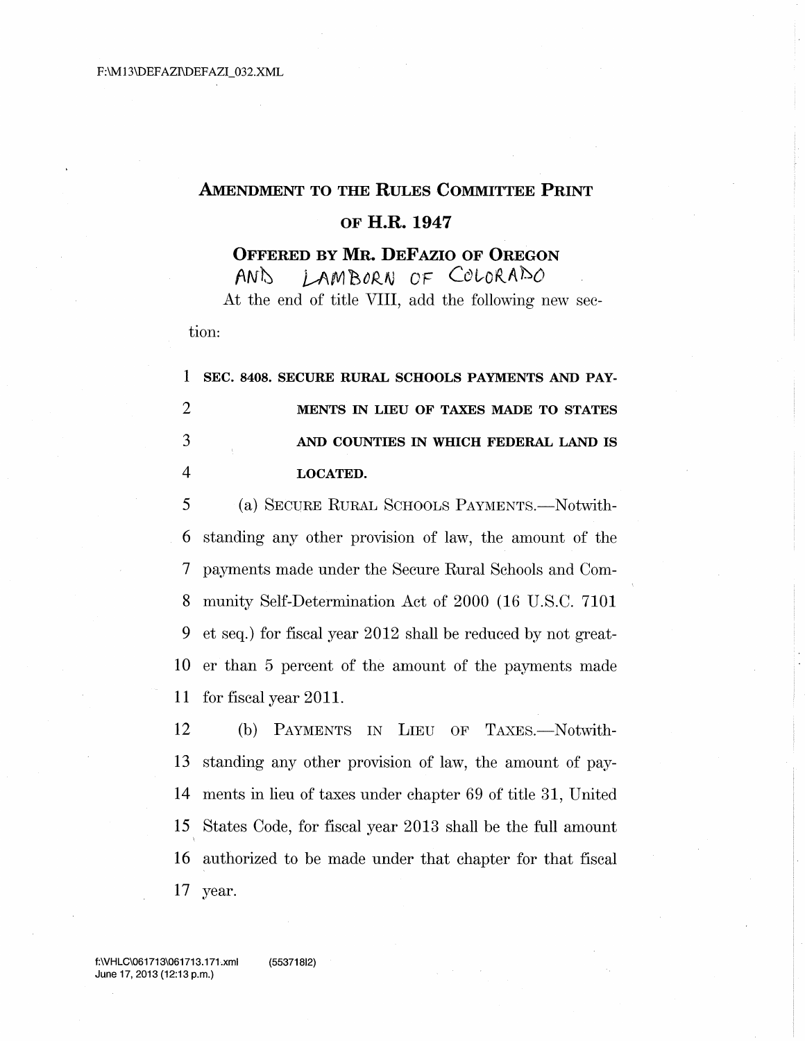**AMENDMENT TO THE RULES COMMITTEE PRINT OF H.R. 1947**

**OFFERED BY MR. DEFAZIO OF OREGON**
AND LAMBORN OF COLORADO

At the end of title VIII, add the following new section:

**SEC. 8408. SECURE RURAL SCHOOLS PAYMENTS AND PAYMENTS IN LIEU OF TAXES MADE TO STATES AND COUNTIES IN WHICH FEDERAL LAND IS LOCATED.**

(a) SECURE RURAL SCHOOLS PAYMENTS.—Notwithstanding any other provision of law, the amount of the payments made under the Secure Rural Schools and Community Self-Determination Act of 2000 (16 U.S.C. 7101 et seq.) for fiscal year 2012 shall be reduced by not greater than 5 percent of the amount of the payments made for fiscal year 2011.

(b) PAYMENTS IN LIEU OF TAXES.—Notwithstanding any other provision of law, the amount of payments in lieu of taxes under chapter 69 of title 31, United States Code, for fiscal year 2013 shall be the full amount authorized to be made under that chapter for that fiscal year.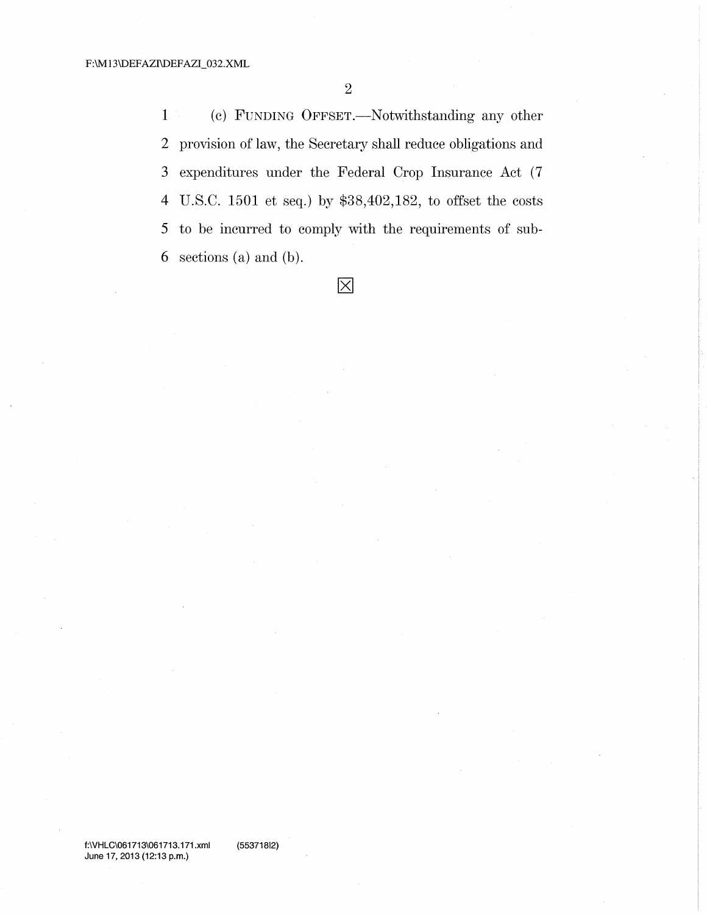(c) FUNDING OFFSET.—Notwithstanding any other provision of law, the Secretary shall reduce obligations and expenditures under the Federal Crop Insurance Act (7 U.S.C. 1501 et seq.) by $38,402,182, to offset the costs to be incurred to comply with the requirements of subsections (a) and (b).